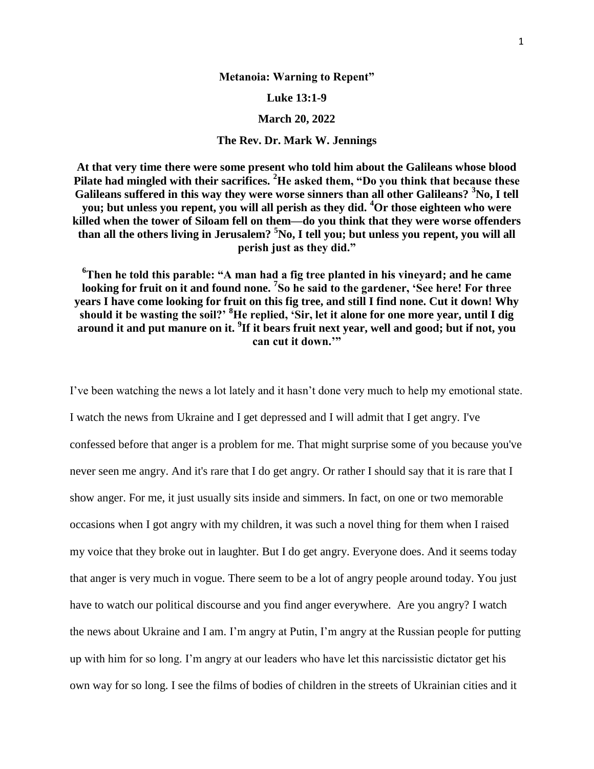**Metanoia: Warning to Repent"**

**Luke 13:1-9**

**March 20, 2022**

**The Rev. Dr. Mark W. Jennings**

**At that very time there were some present who told him about the Galileans whose blood Pilate had mingled with their sacrifices. [2]He asked them, "Do you think that because these Galileans suffered in this way they were worse sinners than all other Galileans? [3]No, I tell you; but unless you repent, you will all perish as they did. [4]Or those eighteen who were killed when the tower of Siloam fell on them—do you think that they were worse offenders than all the others living in Jerusalem? [5]No, I tell you; but unless you repent, you will all perish just as they did."**

**[6]Then he told this parable: "A man had a fig tree planted in his vineyard; and he came looking for fruit on it and found none. [7]So he said to the gardener, 'See here! For three years I have come looking for fruit on this fig tree, and still I find none. Cut it down! Why should it be wasting the soil?' [8]He replied, 'Sir, let it alone for one more year, until I dig around it and put manure on it. [9]If it bears fruit next year, well and good; but if not, you can cut it down.'"**

I've been watching the news a lot lately and it hasn't done very much to help my emotional state. I watch the news from Ukraine and I get depressed and I will admit that I get angry. I've confessed before that anger is a problem for me. That might surprise some of you because you've never seen me angry. And it's rare that I do get angry. Or rather I should say that it is rare that I show anger. For me, it just usually sits inside and simmers. In fact, on one or two memorable occasions when I got angry with my children, it was such a novel thing for them when I raised my voice that they broke out in laughter. But I do get angry. Everyone does. And it seems today that anger is very much in vogue. There seem to be a lot of angry people around today. You just have to watch our political discourse and you find anger everywhere. Are you angry? I watch the news about Ukraine and I am. I'm angry at Putin, I'm angry at the Russian people for putting up with him for so long. I'm angry at our leaders who have let this narcissistic dictator get his own way for so long. I see the films of bodies of children in the streets of Ukrainian cities and it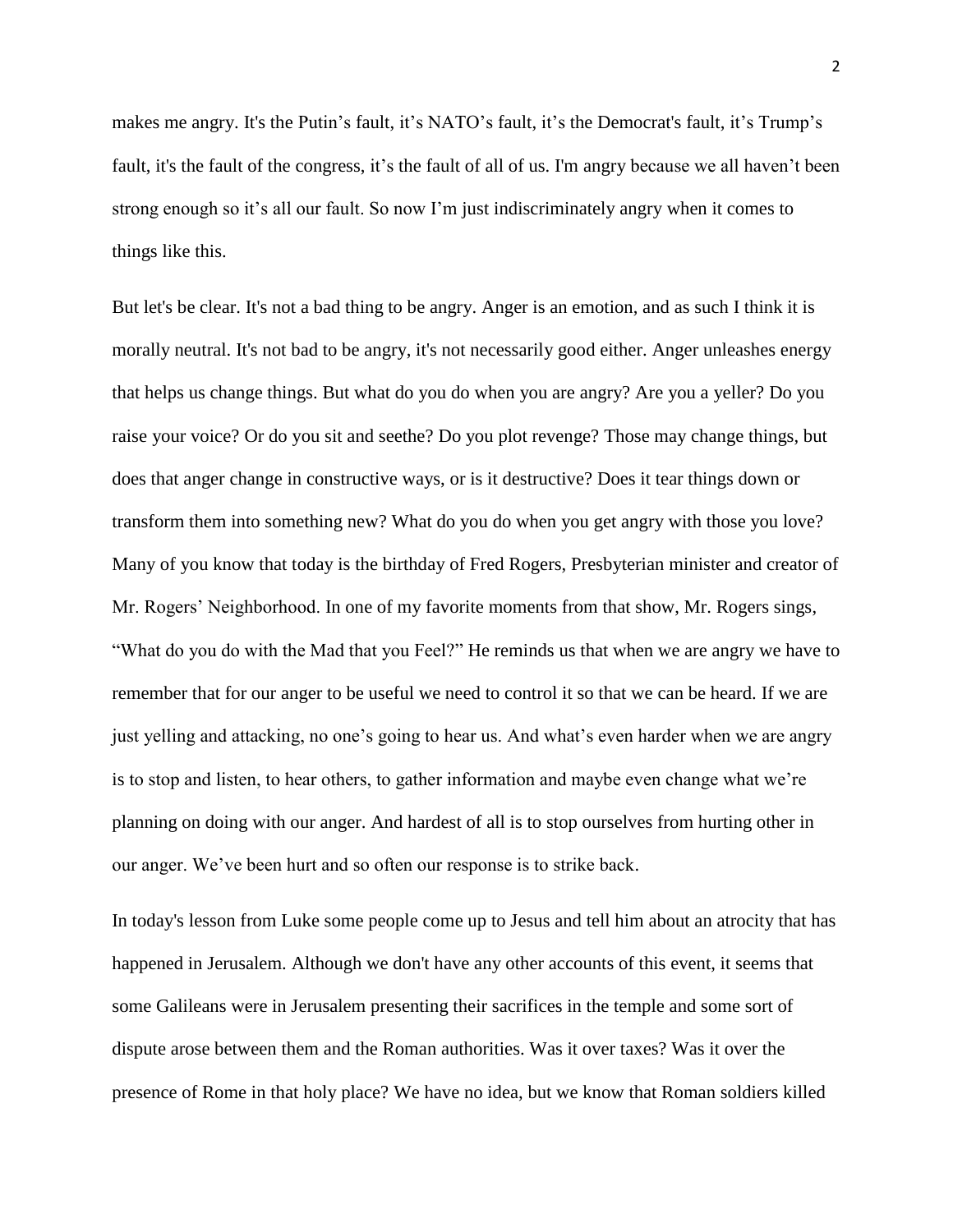makes me angry. It's the Putin's fault, it's NATO's fault, it's the Democrat's fault, it's Trump's fault, it's the fault of the congress, it's the fault of all of us. I'm angry because we all haven't been strong enough so it's all our fault. So now I'm just indiscriminately angry when it comes to things like this.

But let's be clear. It's not a bad thing to be angry. Anger is an emotion, and as such I think it is morally neutral. It's not bad to be angry, it's not necessarily good either. Anger unleashes energy that helps us change things. But what do you do when you are angry? Are you a yeller? Do you raise your voice? Or do you sit and seethe? Do you plot revenge? Those may change things, but does that anger change in constructive ways, or is it destructive? Does it tear things down or transform them into something new? What do you do when you get angry with those you love? Many of you know that today is the birthday of Fred Rogers, Presbyterian minister and creator of Mr. Rogers' Neighborhood. In one of my favorite moments from that show, Mr. Rogers sings, "What do you do with the Mad that you Feel?" He reminds us that when we are angry we have to remember that for our anger to be useful we need to control it so that we can be heard. If we are just yelling and attacking, no one's going to hear us. And what's even harder when we are angry is to stop and listen, to hear others, to gather information and maybe even change what we're planning on doing with our anger. And hardest of all is to stop ourselves from hurting other in our anger. We've been hurt and so often our response is to strike back.

In today's lesson from Luke some people come up to Jesus and tell him about an atrocity that has happened in Jerusalem. Although we don't have any other accounts of this event, it seems that some Galileans were in Jerusalem presenting their sacrifices in the temple and some sort of dispute arose between them and the Roman authorities. Was it over taxes? Was it over the presence of Rome in that holy place? We have no idea, but we know that Roman soldiers killed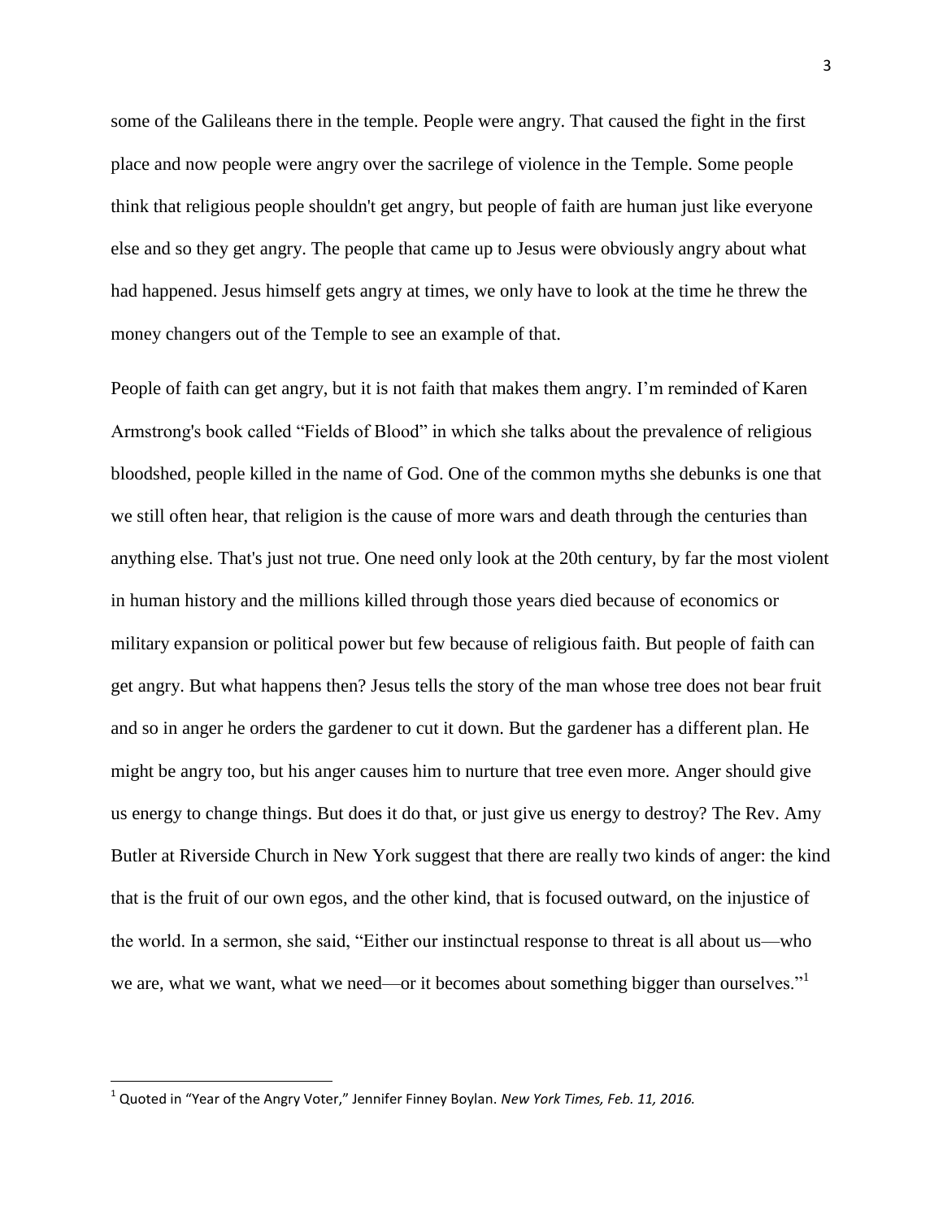some of the Galileans there in the temple. People were angry. That caused the fight in the first place and now people were angry over the sacrilege of violence in the Temple. Some people think that religious people shouldn't get angry, but people of faith are human just like everyone else and so they get angry. The people that came up to Jesus were obviously angry about what had happened. Jesus himself gets angry at times, we only have to look at the time he threw the money changers out of the Temple to see an example of that.

People of faith can get angry, but it is not faith that makes them angry. I'm reminded of Karen Armstrong's book called "Fields of Blood" in which she talks about the prevalence of religious bloodshed, people killed in the name of God. One of the common myths she debunks is one that we still often hear, that religion is the cause of more wars and death through the centuries than anything else. That's just not true. One need only look at the 20th century, by far the most violent in human history and the millions killed through those years died because of economics or military expansion or political power but few because of religious faith. But people of faith can get angry. But what happens then? Jesus tells the story of the man whose tree does not bear fruit and so in anger he orders the gardener to cut it down. But the gardener has a different plan. He might be angry too, but his anger causes him to nurture that tree even more. Anger should give us energy to change things. But does it do that, or just give us energy to destroy? The Rev. Amy Butler at Riverside Church in New York suggest that there are really two kinds of anger: the kind that is the fruit of our own egos, and the other kind, that is focused outward, on the injustice of the world. In a sermon, she said, "Either our instinctual response to threat is all about us—who we are, what we want, what we need—or it becomes about something bigger than ourselves."[1]

---

[1] Quoted in "Year of the Angry Voter," Jennifer Finney Boylan. *New York Times, Feb. 11, 2016.*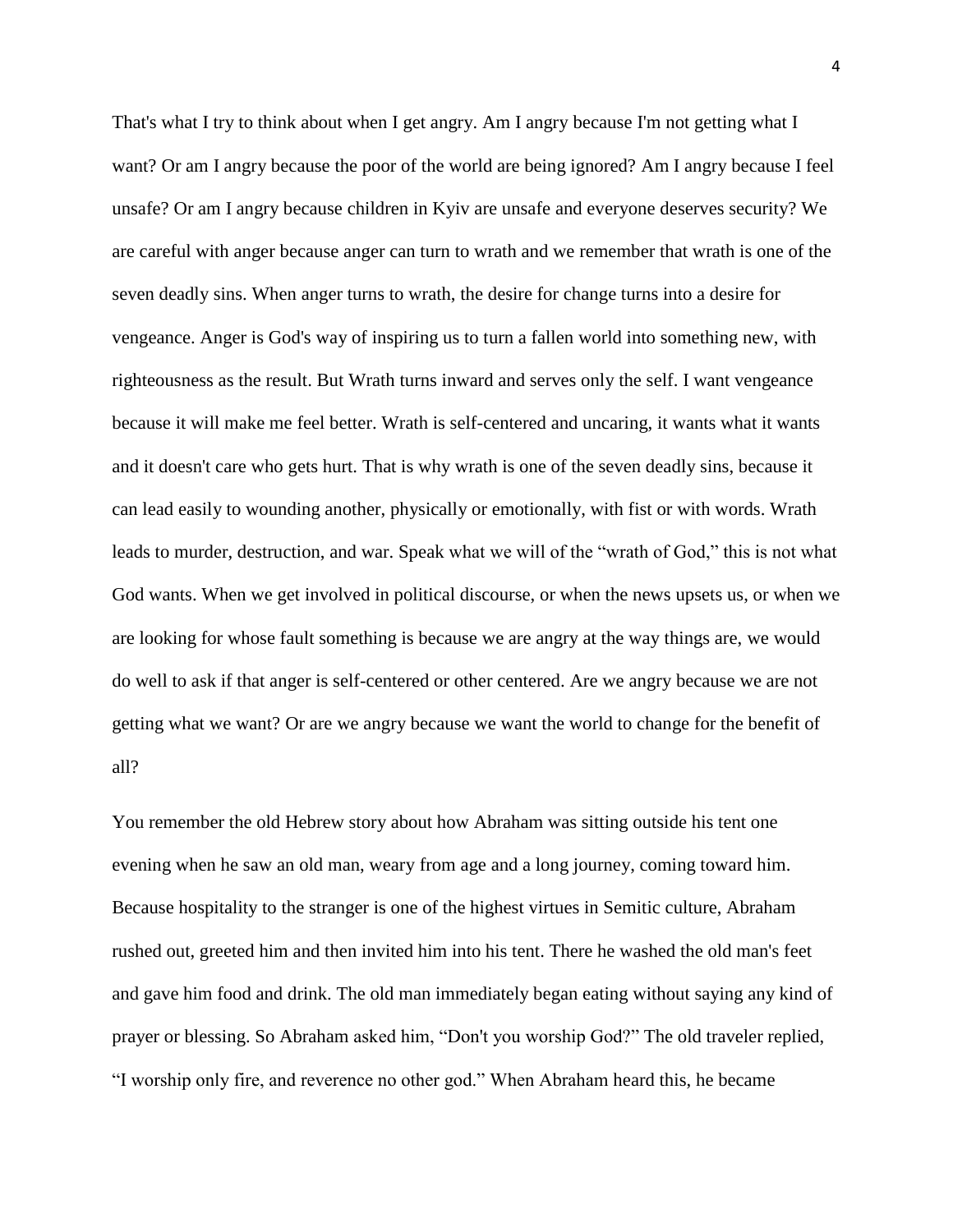That's what I try to think about when I get angry. Am I angry because I'm not getting what I want? Or am I angry because the poor of the world are being ignored? Am I angry because I feel unsafe? Or am I angry because children in Kyiv are unsafe and everyone deserves security? We are careful with anger because anger can turn to wrath and we remember that wrath is one of the seven deadly sins. When anger turns to wrath, the desire for change turns into a desire for vengeance. Anger is God's way of inspiring us to turn a fallen world into something new, with righteousness as the result. But Wrath turns inward and serves only the self. I want vengeance because it will make me feel better. Wrath is self-centered and uncaring, it wants what it wants and it doesn't care who gets hurt. That is why wrath is one of the seven deadly sins, because it can lead easily to wounding another, physically or emotionally, with fist or with words. Wrath leads to murder, destruction, and war. Speak what we will of the "wrath of God," this is not what God wants. When we get involved in political discourse, or when the news upsets us, or when we are looking for whose fault something is because we are angry at the way things are, we would do well to ask if that anger is self-centered or other centered. Are we angry because we are not getting what we want? Or are we angry because we want the world to change for the benefit of all?

You remember the old Hebrew story about how Abraham was sitting outside his tent one evening when he saw an old man, weary from age and a long journey, coming toward him. Because hospitality to the stranger is one of the highest virtues in Semitic culture, Abraham rushed out, greeted him and then invited him into his tent. There he washed the old man's feet and gave him food and drink. The old man immediately began eating without saying any kind of prayer or blessing. So Abraham asked him, "Don't you worship God?" The old traveler replied, "I worship only fire, and reverence no other god." When Abraham heard this, he became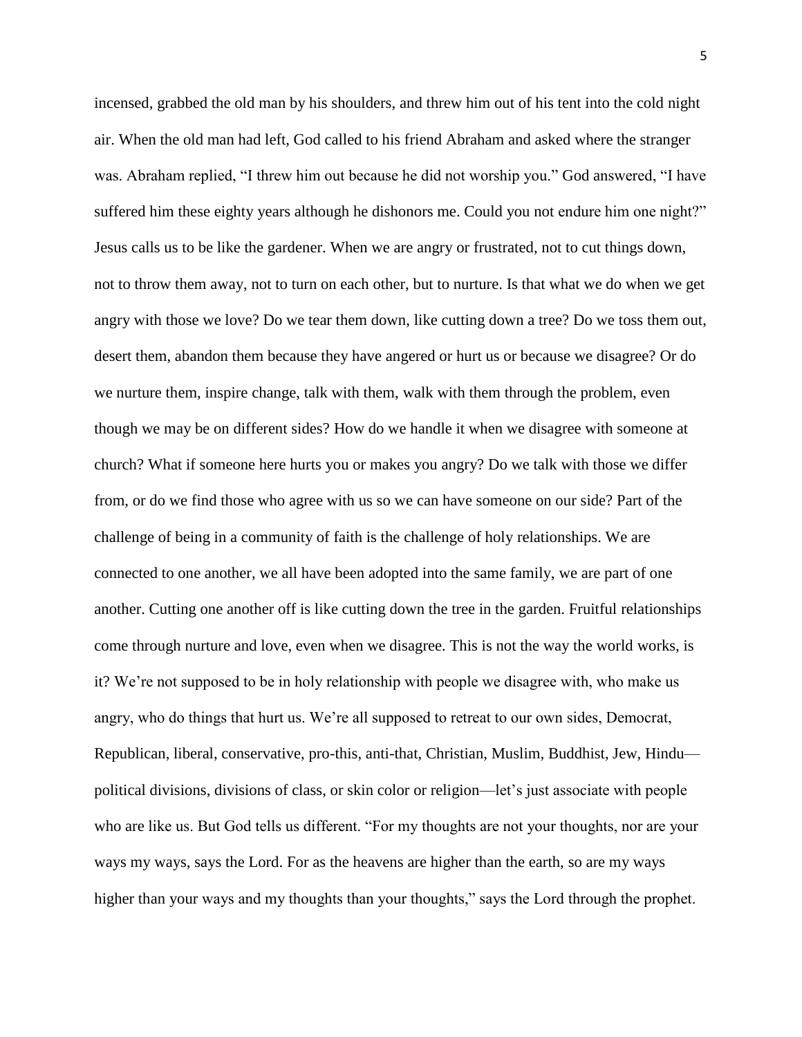incensed, grabbed the old man by his shoulders, and threw him out of his tent into the cold night air. When the old man had left, God called to his friend Abraham and asked where the stranger was. Abraham replied, "I threw him out because he did not worship you." God answered, "I have suffered him these eighty years although he dishonors me. Could you not endure him one night?" Jesus calls us to be like the gardener. When we are angry or frustrated, not to cut things down, not to throw them away, not to turn on each other, but to nurture. Is that what we do when we get angry with those we love? Do we tear them down, like cutting down a tree? Do we toss them out, desert them, abandon them because they have angered or hurt us or because we disagree? Or do we nurture them, inspire change, talk with them, walk with them through the problem, even though we may be on different sides? How do we handle it when we disagree with someone at church? What if someone here hurts you or makes you angry? Do we talk with those we differ from, or do we find those who agree with us so we can have someone on our side? Part of the challenge of being in a community of faith is the challenge of holy relationships. We are connected to one another, we all have been adopted into the same family, we are part of one another. Cutting one another off is like cutting down the tree in the garden. Fruitful relationships come through nurture and love, even when we disagree. This is not the way the world works, is it? We're not supposed to be in holy relationship with people we disagree with, who make us angry, who do things that hurt us. We're all supposed to retreat to our own sides, Democrat, Republican, liberal, conservative, pro-this, anti-that, Christian, Muslim, Buddhist, Jew, Hindu—political divisions, divisions of class, or skin color or religion—let's just associate with people who are like us. But God tells us different. "For my thoughts are not your thoughts, nor are your ways my ways, says the Lord. For as the heavens are higher than the earth, so are my ways higher than your ways and my thoughts than your thoughts," says the Lord through the prophet.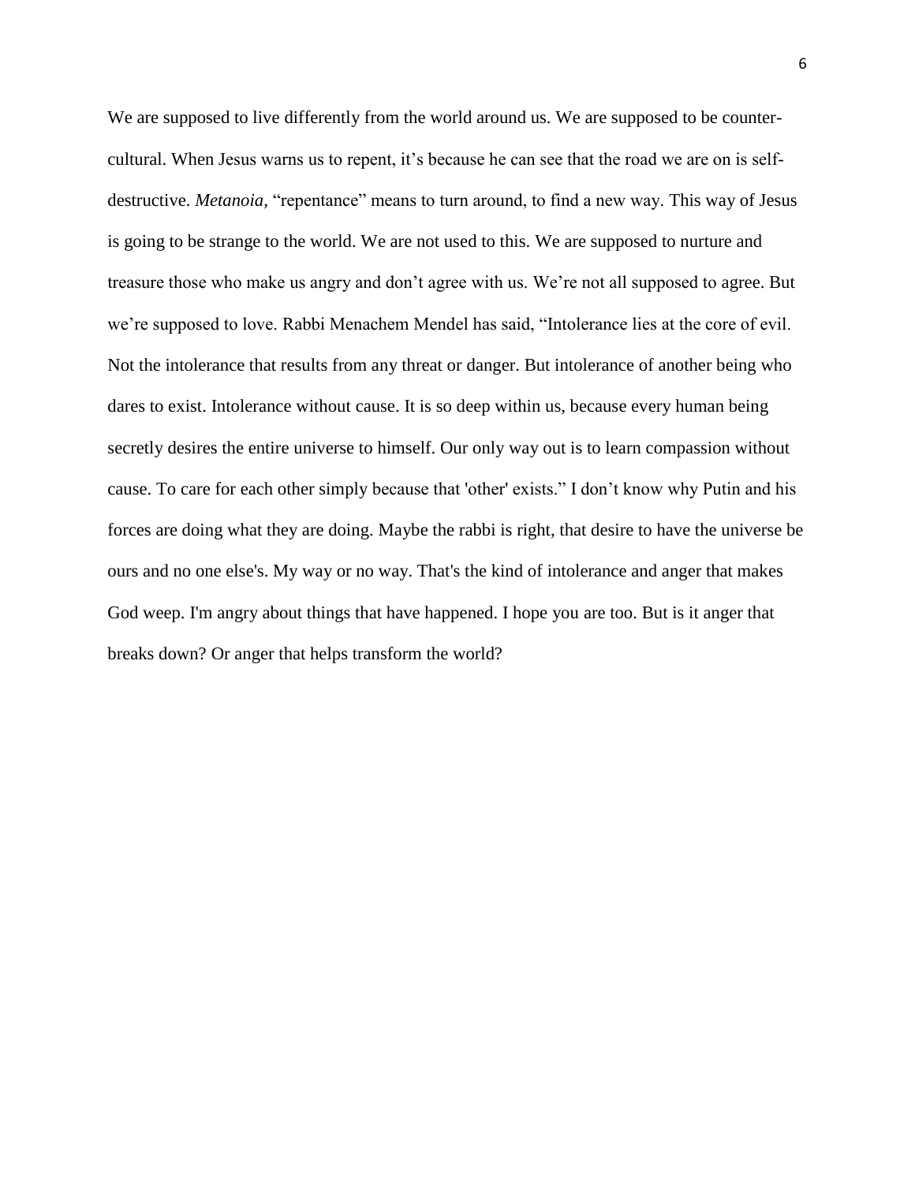We are supposed to live differently from the world around us. We are supposed to be counter-cultural. When Jesus warns us to repent, it's because he can see that the road we are on is self-destructive. *Metanoia,* "repentance" means to turn around, to find a new way. This way of Jesus is going to be strange to the world. We are not used to this. We are supposed to nurture and treasure those who make us angry and don't agree with us. We're not all supposed to agree. But we're supposed to love. Rabbi Menachem Mendel has said, "Intolerance lies at the core of evil. Not the intolerance that results from any threat or danger. But intolerance of another being who dares to exist. Intolerance without cause. It is so deep within us, because every human being secretly desires the entire universe to himself. Our only way out is to learn compassion without cause. To care for each other simply because that 'other' exists." I don't know why Putin and his forces are doing what they are doing. Maybe the rabbi is right, that desire to have the universe be ours and no one else's. My way or no way. That's the kind of intolerance and anger that makes God weep. I'm angry about things that have happened. I hope you are too. But is it anger that breaks down? Or anger that helps transform the world?